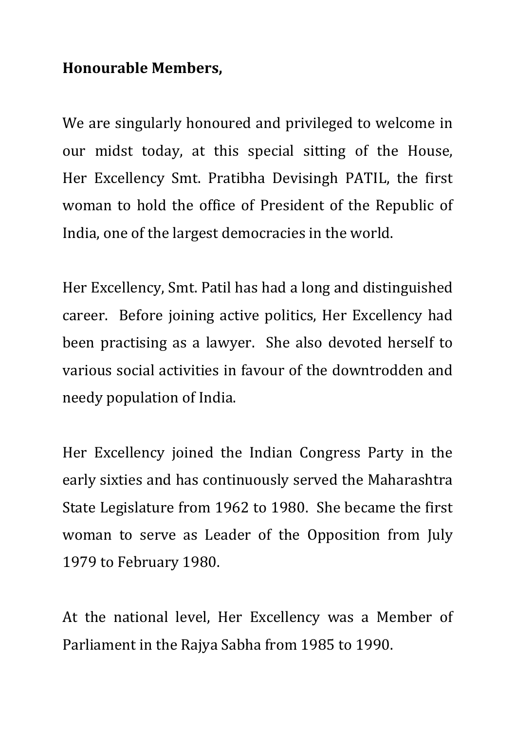**Honourable Members,**

We are singularly honoured and privileged to welcome in our midst today, at this special sitting of the House, Her Excellency Smt. Pratibha Devisingh PATIL, the first woman to hold the office of President of the Republic of India, one of the largest democracies in the world.

Her Excellency, Smt. Patil has had a long and distinguished career. Before joining active politics, Her Excellency had been practising as a lawyer. She also devoted herself to various social activities in favour of the downtrodden and needy population of India.

Her Excellency joined the Indian Congress Party in the early sixties and has continuously served the Maharashtra State Legislature from 1962 to 1980. She became the first woman to serve as Leader of the Opposition from July 1979 to February 1980.

At the national level, Her Excellency was a Member of Parliament in the Rajya Sabha from 1985 to 1990.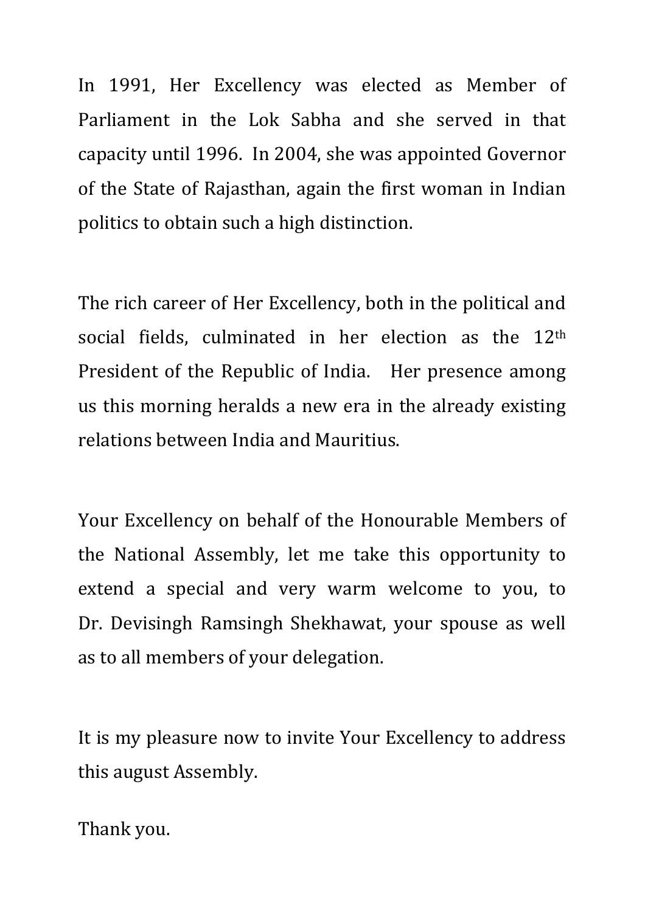In 1991, Her Excellency was elected as Member of Parliament in the Lok Sabha and she served in that capacity until 1996. In 2004, she was appointed Governor of the State of Rajasthan, again the first woman in Indian politics to obtain such a high distinction.

The rich career of Her Excellency, both in the political and social fields, culminated in her election as the 12th President of the Republic of India. Her presence among us this morning heralds a new era in the already existing relations between India and Mauritius.

Your Excellency on behalf of the Honourable Members of the National Assembly, let me take this opportunity to extend a special and very warm welcome to you, to Dr. Devisingh Ramsingh Shekhawat, your spouse as well as to all members of your delegation.

It is my pleasure now to invite Your Excellency to address this august Assembly.

Thank you.